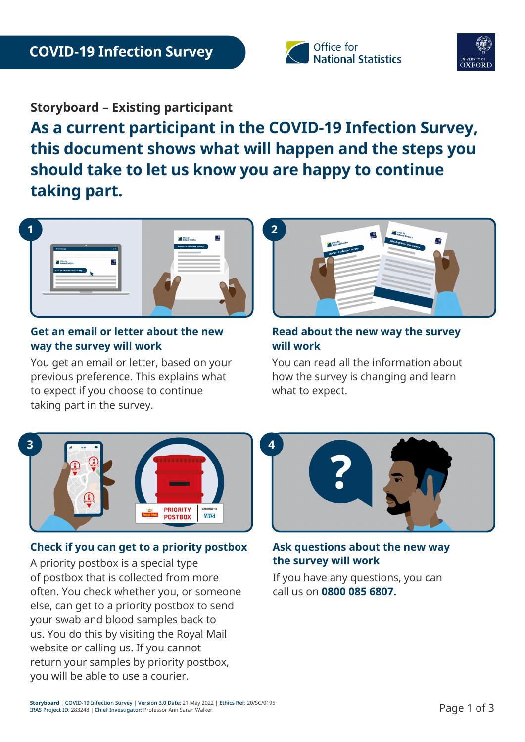# COVID-19 Infection Survey

Office for National Statistics

University of Oxford

## Storyboard – Existing participant

## As a current participant in the COVID-19 Infection Survey, this document shows what will happen and the steps you should take to let us know you are happy to continue taking part.

### 1. Get an email or letter about the new way the survey will work

You get an email or letter, based on your previous preference. This explains what to expect if you choose to continue taking part in the survey.

### 2. Read about the new way the survey will work

You can read all the information about how the survey is changing and learn what to expect.

### 3. Check if you can get to a priority postbox

A priority postbox is a special type of postbox that is collected from more often. You check whether you, or someone else, can get to a priority postbox to send your swab and blood samples back to us. You do this by visiting the Royal Mail website or calling us. If you cannot return your samples by priority postbox, you will be able to use a courier.

### 4. Ask questions about the new way the survey will work

If you have any questions, you can call us on **0800 085 6807.**

**Storyboard** | COVID-19 Infection Survey | **Version 3.0 Date:** 21 May 2022 | **Ethics Ref:** 20/SC/0195
**IRAS Project ID:** 283248 | **Chief Investigator:** Professor Ann Sarah Walker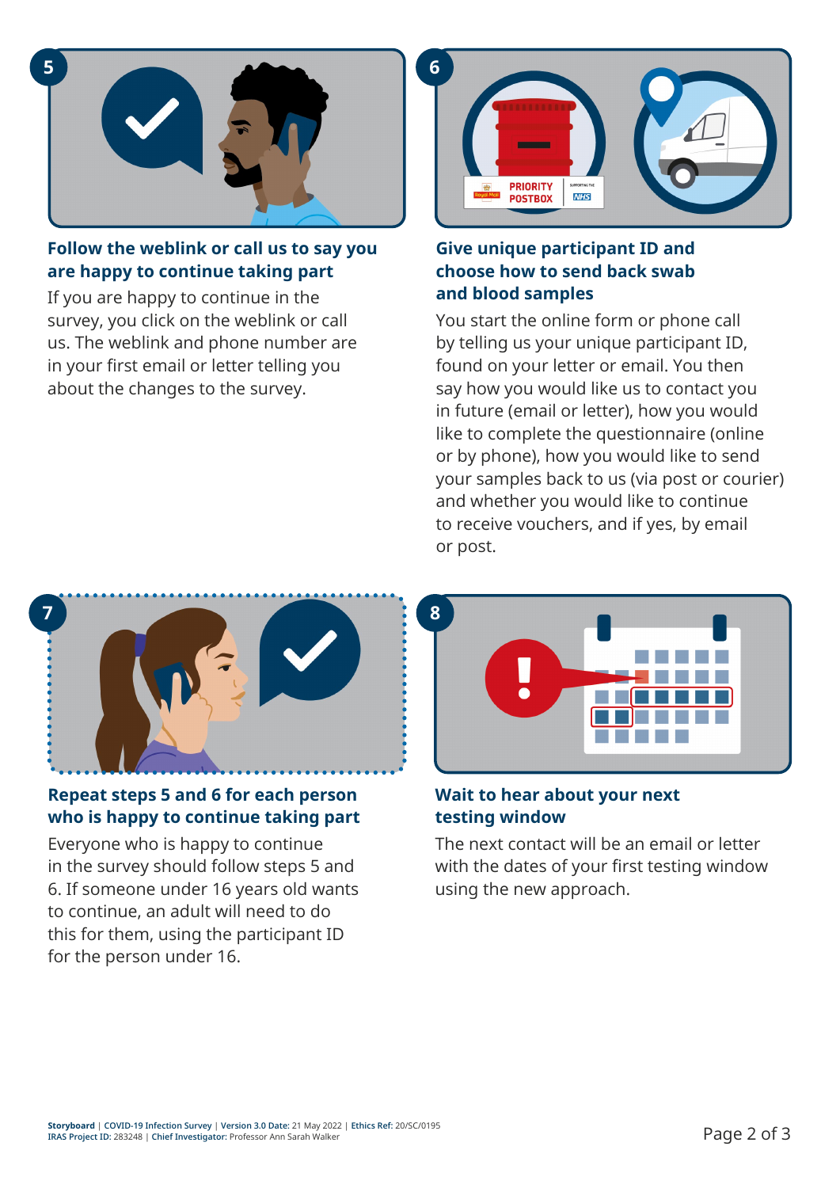5

### Follow the weblink or call us to say you are happy to continue taking part

If you are happy to continue in the survey, you click on the weblink or call us. The weblink and phone number are in your first email or letter telling you about the changes to the survey.

6

### Give unique participant ID and choose how to send back swab and blood samples

You start the online form or phone call by telling us your unique participant ID, found on your letter or email. You then say how you would like us to contact you in future (email or letter), how you would like to complete the questionnaire (online or by phone), how you would like to send your samples back to us (via post or courier) and whether you would like to continue to receive vouchers, and if yes, by email or post.

7

### Repeat steps 5 and 6 for each person who is happy to continue taking part

Everyone who is happy to continue in the survey should follow steps 5 and 6. If someone under 16 years old wants to continue, an adult will need to do this for them, using the participant ID for the person under 16.

8

### Wait to hear about your next testing window

The next contact will be an email or letter with the dates of your first testing window using the new approach.

**Storyboard** | **COVID-19 Infection Survey** | **Version 3.0 Date:** 21 May 2022 | **Ethics Ref:** 20/SC/0195
**IRAS Project ID:** 283248 | **Chief Investigator:** Professor Ann Sarah Walker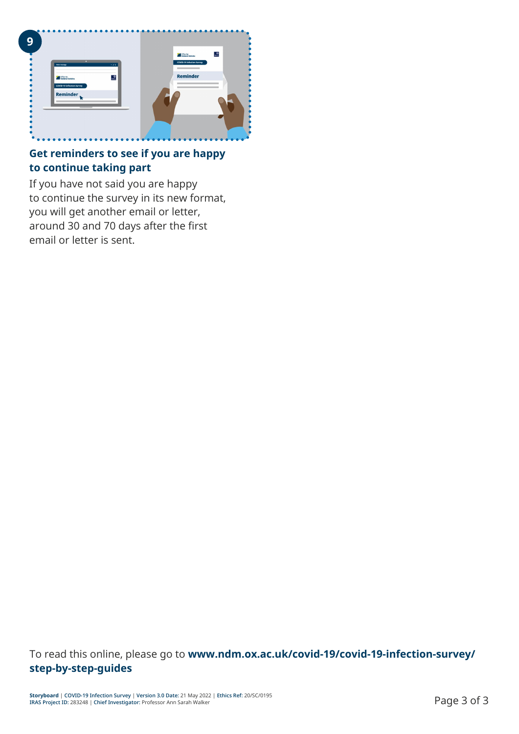9

## Get reminders to see if you are happy to continue taking part

If you have not said you are happy to continue the survey in its new format, you will get another email or letter, around 30 and 70 days after the first email or letter is sent.

To read this online, please go to **www.ndm.ox.ac.uk/covid-19/covid-19-infection-survey/step-by-step-guides**

**Storyboard** | **COVID-19 Infection Survey** | **Version 3.0 Date:** 21 May 2022 | **Ethics Ref:** 20/SC/0195
**IRAS Project ID:** 283248 | **Chief Investigator:** Professor Ann Sarah Walker